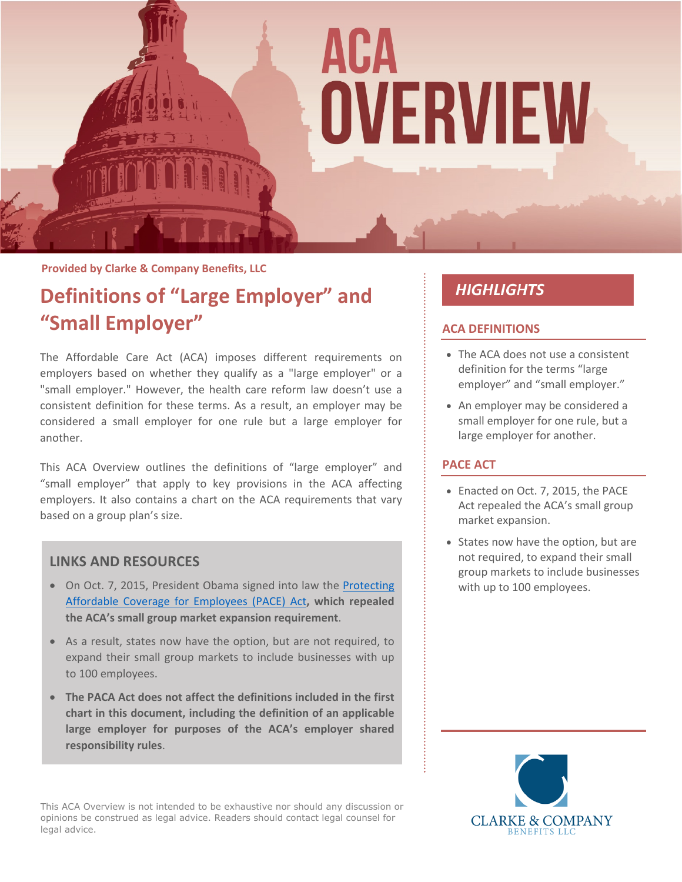# ACA OVERVIEW

Provided by Clarke & Company Benefits, LLC

## Definitions of "Large Employer" and "Small Employer"

The Affordable Care Act (ACA) imposes different requirements on employers based on whether they qualify as a "large employer" or a "small employer." However, the health care reform law doesn't use a consistent definition for these terms. As a result, an employer may be considered a small employer for one rule but a large employer for another.

This ACA Overview outlines the definitions of "large employer" and "small employer" that apply to key provisions in the ACA affecting employers. It also contains a chart on the ACA requirements that vary based on a group plan's size.

### LINKS AND RESOURCES

- On Oct. 7, 2015, President Obama signed into law the Protecting Affordable Coverage for Employees (PACE) Act**, which repealed the ACA's small group market expansion requirement**.
- As a result, states now have the option, but are not required, to expand their small group markets to include businesses with up to 100 employees.
- **The PACA Act does not affect the definitions included in the first chart in this document, including the definition of an applicable large employer for purposes of the ACA's employer shared responsibility rules**.

This ACA Overview is not intended to be exhaustive nor should any discussion or opinions be construed as legal advice. Readers should contact legal counsel for legal advice.

## *HIGHLIGHTS*

### ACA DEFINITIONS

- The ACA does not use a consistent definition for the terms "large employer" and "small employer."
- An employer may be considered a small employer for one rule, but a large employer for another.

### PACE ACT

- Enacted on Oct. 7, 2015, the PACE Act repealed the ACA's small group market expansion.
- States now have the option, but are not required, to expand their small group markets to include businesses with up to 100 employees.

CLARKE & COMPANY BENEFITS LLC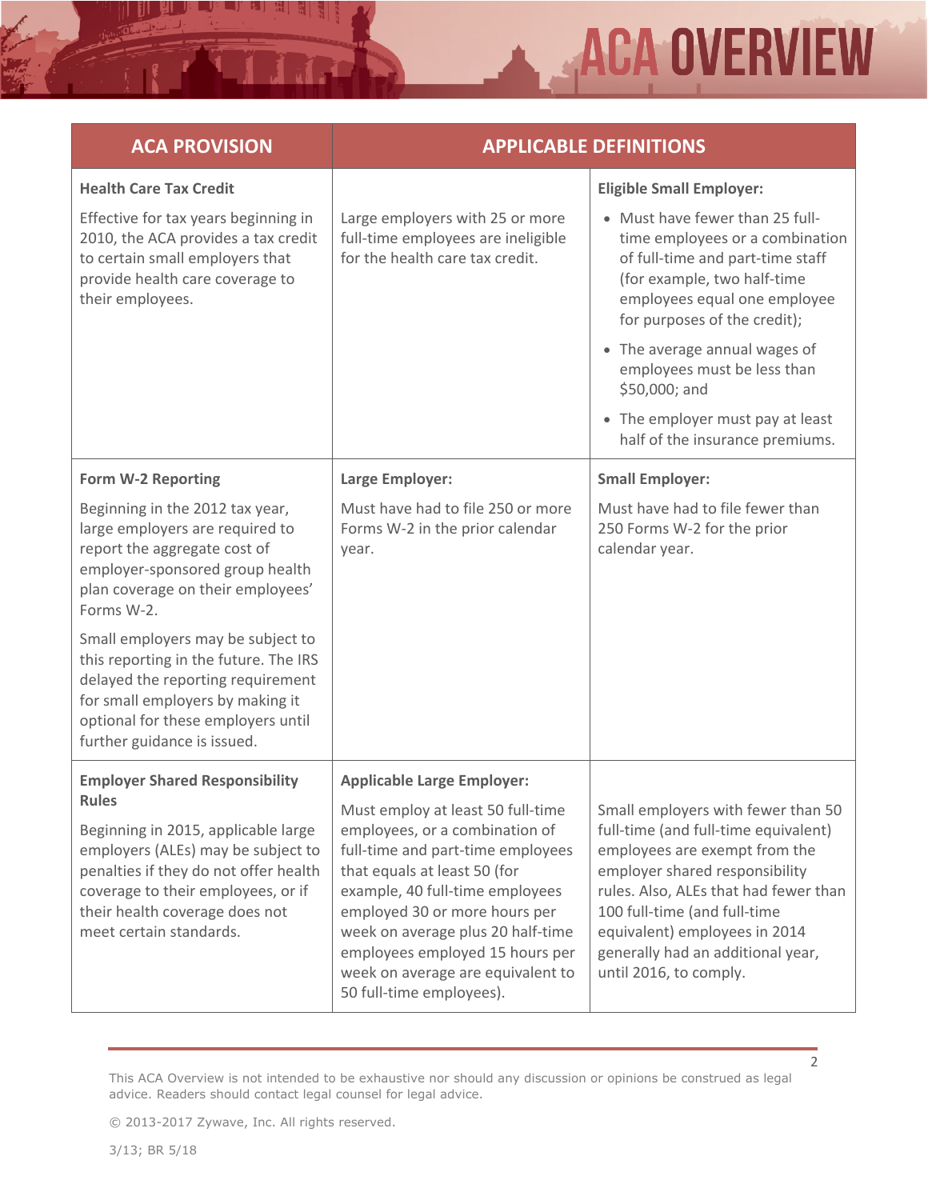| ACA PROVISION | APPLICABLE DEFINITIONS | |
|---|---|---|
| **Health Care Tax Credit**<br><br>Effective for tax years beginning in 2010, the ACA provides a tax credit to certain small employers that provide health care coverage to their employees. | Large employers with 25 or more full-time employees are ineligible for the health care tax credit. | **Eligible Small Employer:**<br><br>• Must have fewer than 25 full-time employees or a combination of full-time and part-time staff (for example, two half-time employees equal one employee for purposes of the credit);<br>• The average annual wages of employees must be less than $50,000; and<br>• The employer must pay at least half of the insurance premiums. |
| **Form W-2 Reporting**<br><br>Beginning in the 2012 tax year, large employers are required to report the aggregate cost of employer-sponsored group health plan coverage on their employees' Forms W-2.<br><br>Small employers may be subject to this reporting in the future. The IRS delayed the reporting requirement for small employers by making it optional for these employers until further guidance is issued. | **Large Employer:**<br><br>Must have had to file 250 or more Forms W-2 in the prior calendar year. | **Small Employer:**<br><br>Must have had to file fewer than 250 Forms W-2 for the prior calendar year. |
| **Employer Shared Responsibility Rules**<br><br>Beginning in 2015, applicable large employers (ALEs) may be subject to penalties if they do not offer health coverage to their employees, or if their health coverage does not meet certain standards. | **Applicable Large Employer:**<br><br>Must employ at least 50 full-time employees, or a combination of full-time and part-time employees that equals at least 50 (for example, 40 full-time employees employed 30 or more hours per week on average plus 20 half-time employees employed 15 hours per week on average are equivalent to 50 full-time employees). | Small employers with fewer than 50 full-time (and full-time equivalent) employees are exempt from the employer shared responsibility rules. Also, ALEs that had fewer than 100 full-time (and full-time equivalent) employees in 2014 generally had an additional year, until 2016, to comply. |

This ACA Overview is not intended to be exhaustive nor should any discussion or opinions be construed as legal advice. Readers should contact legal counsel for legal advice.

© 2013-2017 Zywave, Inc. All rights reserved.

3/13; BR 5/18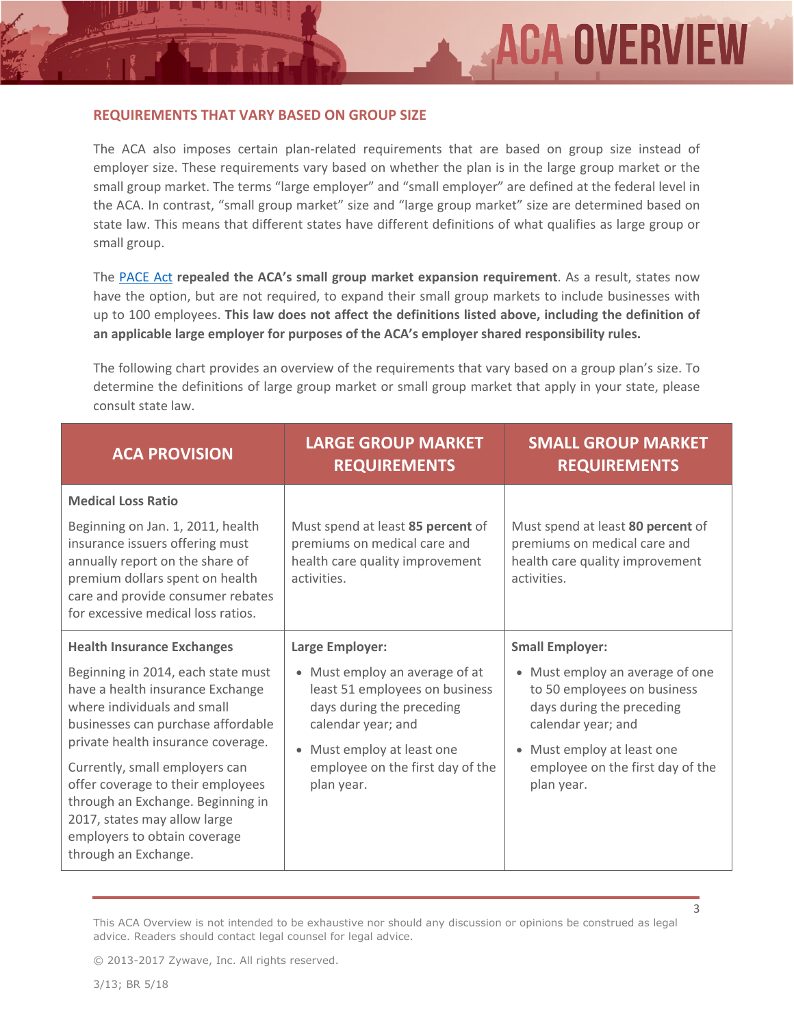## REQUIREMENTS THAT VARY BASED ON GROUP SIZE

The ACA also imposes certain plan-related requirements that are based on group size instead of employer size. These requirements vary based on whether the plan is in the large group market or the small group market. The terms "large employer" and "small employer" are defined at the federal level in the ACA. In contrast, "small group market" size and "large group market" size are determined based on state law. This means that different states have different definitions of what qualifies as large group or small group.

The PACE Act **repealed the ACA's small group market expansion requirement**. As a result, states now have the option, but are not required, to expand their small group markets to include businesses with up to 100 employees. **This law does not affect the definitions listed above, including the definition of an applicable large employer for purposes of the ACA's employer shared responsibility rules.**

The following chart provides an overview of the requirements that vary based on a group plan's size. To determine the definitions of large group market or small group market that apply in your state, please consult state law.

| ACA PROVISION | LARGE GROUP MARKET REQUIREMENTS | SMALL GROUP MARKET REQUIREMENTS |
|---|---|---|
| **Medical Loss Ratio**<br><br>Beginning on Jan. 1, 2011, health insurance issuers offering must annually report on the share of premium dollars spent on health care and provide consumer rebates for excessive medical loss ratios. | Must spend at least **85 percent** of premiums on medical care and health care quality improvement activities. | Must spend at least **80 percent** of premiums on medical care and health care quality improvement activities. |
| **Health Insurance Exchanges**<br><br>Beginning in 2014, each state must have a health insurance Exchange where individuals and small businesses can purchase affordable private health insurance coverage.<br><br>Currently, small employers can offer coverage to their employees through an Exchange. Beginning in 2017, states may allow large employers to obtain coverage through an Exchange. | **Large Employer:**<br><br>• Must employ an average of at least 51 employees on business days during the preceding calendar year; and<br><br>• Must employ at least one employee on the first day of the plan year. | **Small Employer:**<br><br>• Must employ an average of one to 50 employees on business days during the preceding calendar year; and<br><br>• Must employ at least one employee on the first day of the plan year. |

This ACA Overview is not intended to be exhaustive nor should any discussion or opinions be construed as legal advice. Readers should contact legal counsel for legal advice.

© 2013-2017 Zywave, Inc. All rights reserved.

3/13; BR 5/18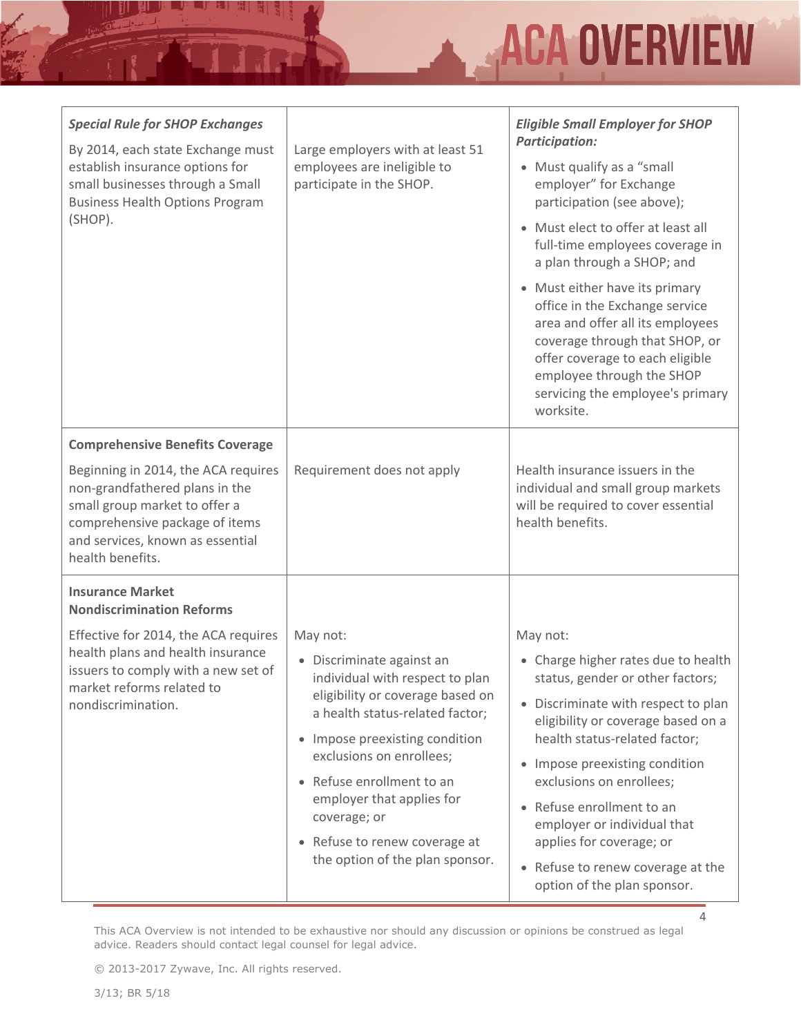| | | |
|---|---|---|
| ***Special Rule for SHOP Exchanges***<br><br>By 2014, each state Exchange must establish insurance options for small businesses through a Small Business Health Options Program (SHOP). | Large employers with at least 51 employees are ineligible to participate in the SHOP. | ***Eligible Small Employer for SHOP Participation:***<br><br>• Must qualify as a "small employer" for Exchange participation (see above);<br>• Must elect to offer at least all full-time employees coverage in a plan through a SHOP; and<br>• Must either have its primary office in the Exchange service area and offer all its employees coverage through that SHOP, or offer coverage to each eligible employee through the SHOP servicing the employee's primary worksite. |
| **Comprehensive Benefits Coverage**<br><br>Beginning in 2014, the ACA requires non-grandfathered plans in the small group market to offer a comprehensive package of items and services, known as essential health benefits. | Requirement does not apply | Health insurance issuers in the individual and small group markets will be required to cover essential health benefits. |
| **Insurance Market Nondiscrimination Reforms**<br><br>Effective for 2014, the ACA requires health plans and health insurance issuers to comply with a new set of market reforms related to nondiscrimination. | May not:<br><br>• Discriminate against an individual with respect to plan eligibility or coverage based on a health status-related factor;<br>• Impose preexisting condition exclusions on enrollees;<br>• Refuse enrollment to an employer that applies for coverage; or<br>• Refuse to renew coverage at the option of the plan sponsor. | May not:<br><br>• Charge higher rates due to health status, gender or other factors;<br>• Discriminate with respect to plan eligibility or coverage based on a health status-related factor;<br>• Impose preexisting condition exclusions on enrollees;<br>• Refuse enrollment to an employer or individual that applies for coverage; or<br>• Refuse to renew coverage at the option of the plan sponsor. |

This ACA Overview is not intended to be exhaustive nor should any discussion or opinions be construed as legal advice. Readers should contact legal counsel for legal advice.

© 2013-2017 Zywave, Inc. All rights reserved.

3/13; BR 5/18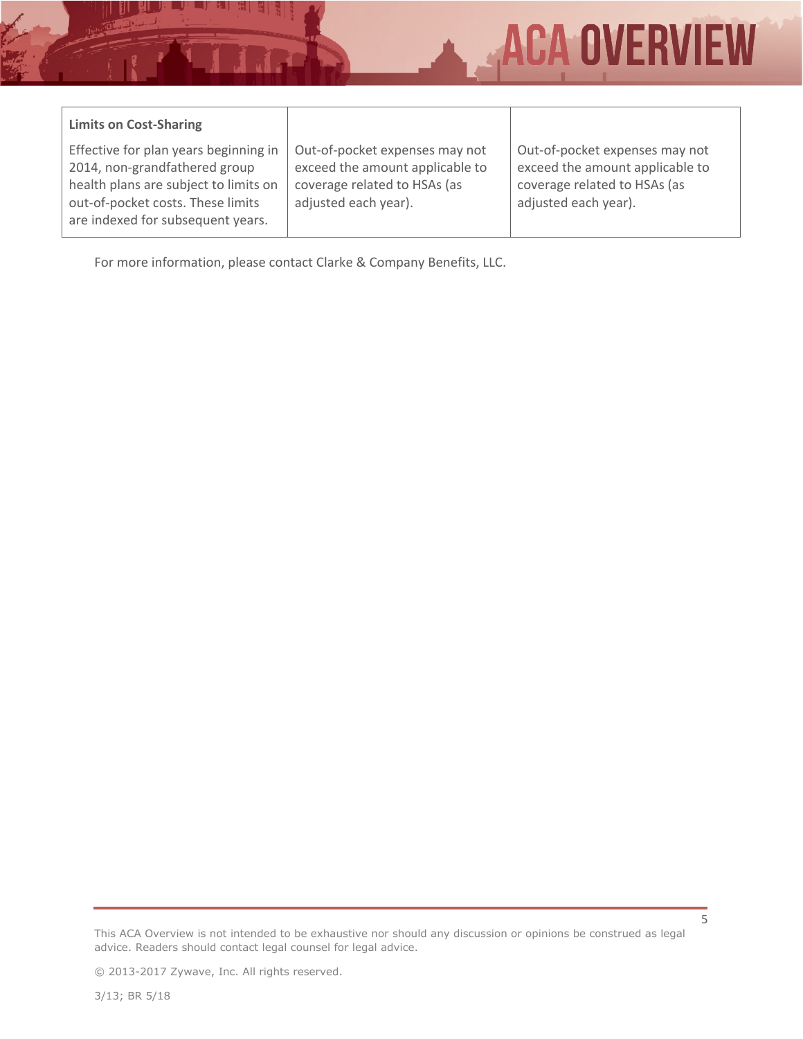| | | |
|---|---|---|
| **Limits on Cost-Sharing**<br>Effective for plan years beginning in 2014, non-grandfathered group health plans are subject to limits on out-of-pocket costs. These limits are indexed for subsequent years. | Out-of-pocket expenses may not exceed the amount applicable to coverage related to HSAs (as adjusted each year). | Out-of-pocket expenses may not exceed the amount applicable to coverage related to HSAs (as adjusted each year). |

For more information, please contact Clarke & Company Benefits, LLC.

This ACA Overview is not intended to be exhaustive nor should any discussion or opinions be construed as legal advice. Readers should contact legal counsel for legal advice.

© 2013-2017 Zywave, Inc. All rights reserved.

3/13; BR 5/18